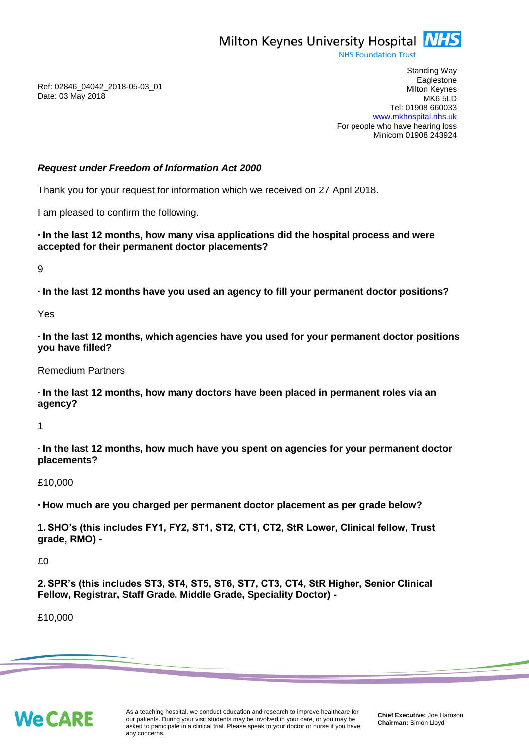Milton Keynes University Hospital NHS
NHS Foundation Trust

Standing Way
Eaglestone
Milton Keynes
MK6 5LD
Tel: 01908 660033
www.mkhospital.nhs.uk
For people who have hearing loss
Minicom 01908 243924

Ref: 02846_04042_2018-05-03_01
Date: 03 May 2018

***Request under Freedom of Information Act 2000***

Thank you for your request for information which we received on 27 April 2018.

I am pleased to confirm the following.

**· In the last 12 months, how many visa applications did the hospital process and were accepted for their permanent doctor placements?**

9

**· In the last 12 months have you used an agency to fill your permanent doctor positions?**

Yes

**· In the last 12 months, which agencies have you used for your permanent doctor positions you have filled?**

Remedium Partners

**· In the last 12 months, how many doctors have been placed in permanent roles via an agency?**

1

**· In the last 12 months, how much have you spent on agencies for your permanent doctor placements?**

£10,000

**· How much are you charged per permanent doctor placement as per grade below?**

**1. SHO's (this includes FY1, FY2, ST1, ST2, CT1, CT2, StR Lower, Clinical fellow, Trust grade, RMO) -**

£0

**2. SPR's (this includes ST3, ST4, ST5, ST6, ST7, CT3, CT4, StR Higher, Senior Clinical Fellow, Registrar, Staff Grade, Middle Grade, Speciality Doctor) -**

£10,000

We CARE

As a teaching hospital, we conduct education and research to improve healthcare for our patients. During your visit students may be involved in your care, or you may be asked to participate in a clinical trial. Please speak to your doctor or nurse if you have any concerns.

**Chief Executive:** Joe Harrison
**Chairman:** Simon Lloyd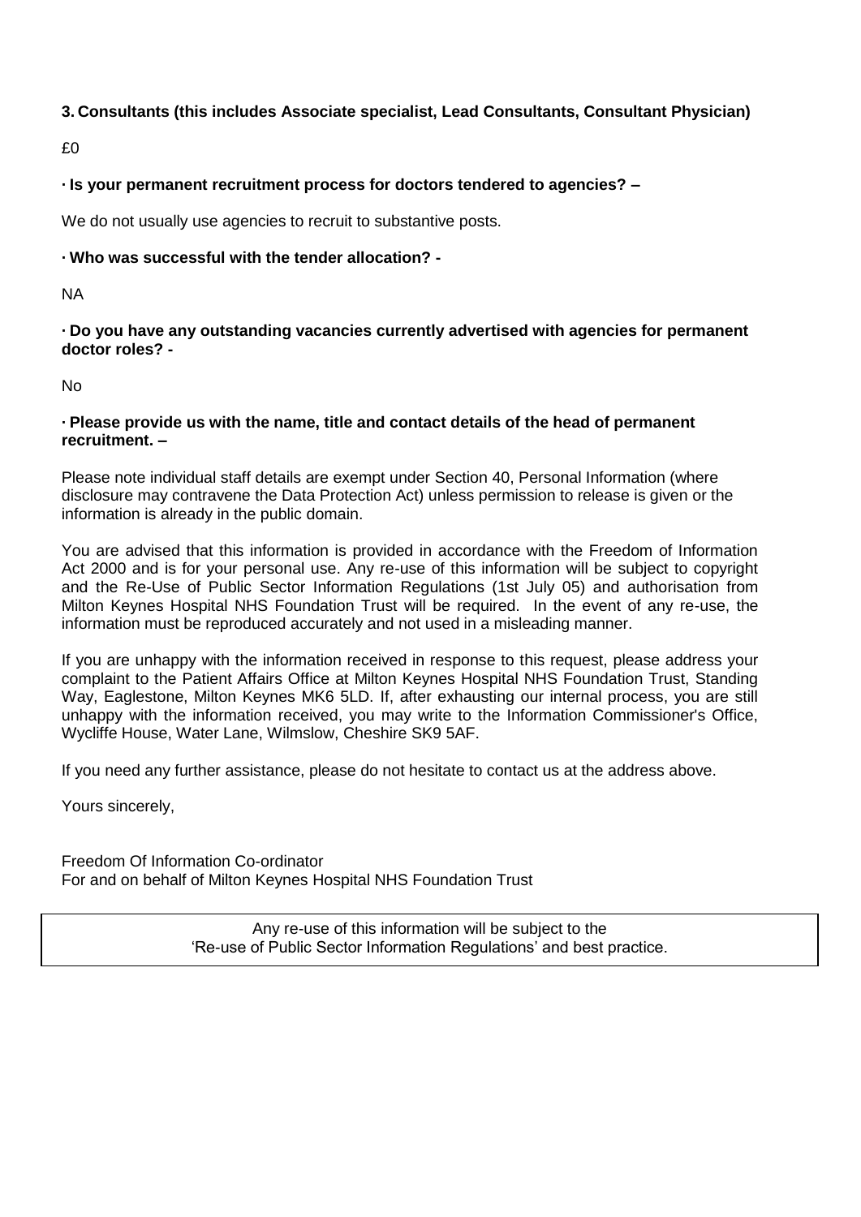**3. Consultants (this includes Associate specialist, Lead Consultants, Consultant Physician)**

£0

**· Is your permanent recruitment process for doctors tendered to agencies? –**

We do not usually use agencies to recruit to substantive posts.

**· Who was successful with the tender allocation? -**

NA

**· Do you have any outstanding vacancies currently advertised with agencies for permanent doctor roles? -**

No

**· Please provide us with the name, title and contact details of the head of permanent recruitment. –**

Please note individual staff details are exempt under Section 40, Personal Information (where disclosure may contravene the Data Protection Act) unless permission to release is given or the information is already in the public domain.

You are advised that this information is provided in accordance with the Freedom of Information Act 2000 and is for your personal use. Any re-use of this information will be subject to copyright and the Re-Use of Public Sector Information Regulations (1st July 05) and authorisation from Milton Keynes Hospital NHS Foundation Trust will be required. In the event of any re-use, the information must be reproduced accurately and not used in a misleading manner.

If you are unhappy with the information received in response to this request, please address your complaint to the Patient Affairs Office at Milton Keynes Hospital NHS Foundation Trust, Standing Way, Eaglestone, Milton Keynes MK6 5LD. If, after exhausting our internal process, you are still unhappy with the information received, you may write to the Information Commissioner's Office, Wycliffe House, Water Lane, Wilmslow, Cheshire SK9 5AF.

If you need any further assistance, please do not hesitate to contact us at the address above.

Yours sincerely,

Freedom Of Information Co-ordinator
For and on behalf of Milton Keynes Hospital NHS Foundation Trust

Any re-use of this information will be subject to the
'Re-use of Public Sector Information Regulations' and best practice.